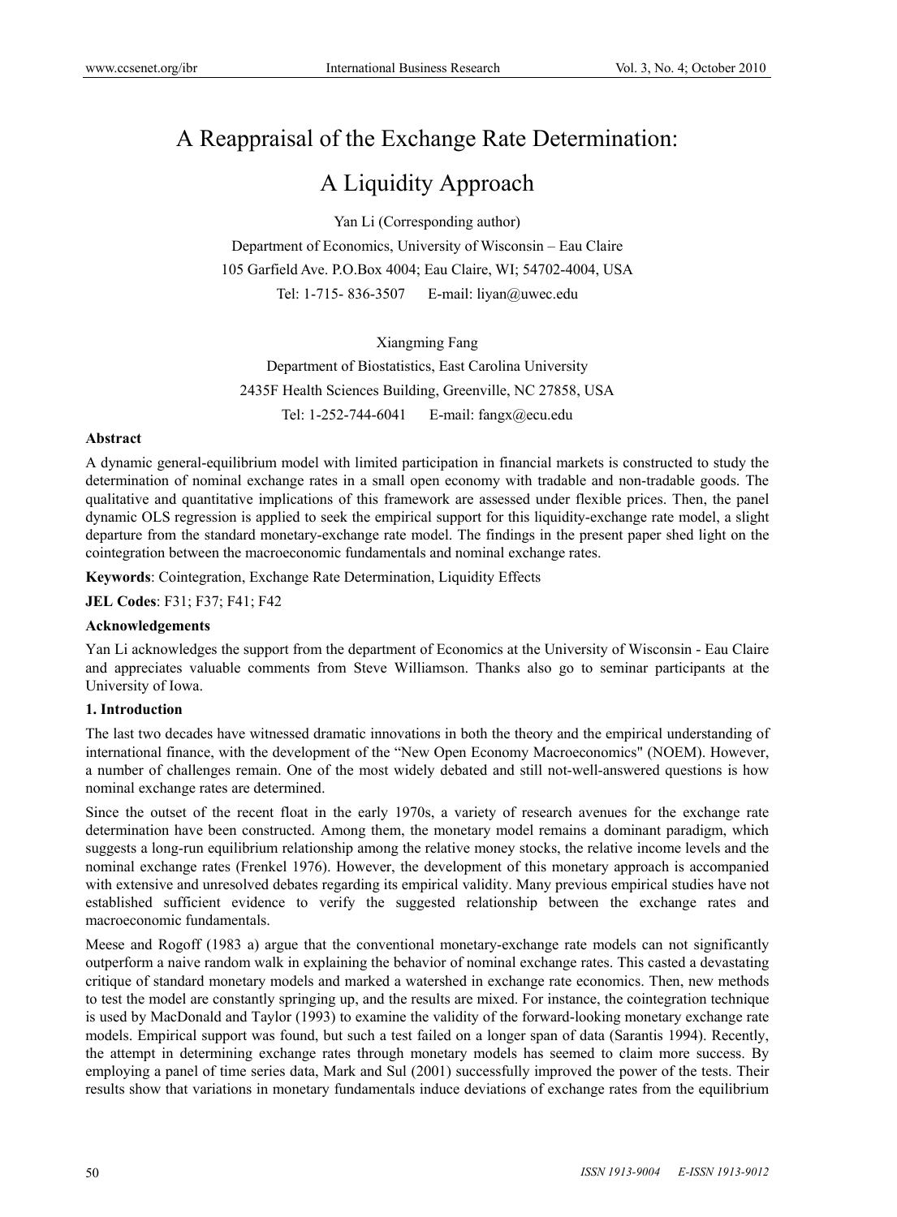# A Reappraisal of the Exchange Rate Determination: A Liquidity Approach

Yan Li (Corresponding author)

Department of Economics, University of Wisconsin – Eau Claire

105 Garfield Ave. P.O.Box 4004; Eau Claire, WI; 54702-4004, USA

Tel: 1-715- 836-3507 E-mail: liyan@uwec.edu

Xiangming Fang

Department of Biostatistics, East Carolina University

2435F Health Sciences Building, Greenville, NC 27858, USA

Tel: 1-252-744-6041 E-mail: fangx@ecu.edu

**Abstract**

A dynamic general-equilibrium model with limited participation in financial markets is constructed to study the determination of nominal exchange rates in a small open economy with tradable and non-tradable goods. The qualitative and quantitative implications of this framework are assessed under flexible prices. Then, the panel dynamic OLS regression is applied to seek the empirical support for this liquidity-exchange rate model, a slight departure from the standard monetary-exchange rate model. The findings in the present paper shed light on the cointegration between the macroeconomic fundamentals and nominal exchange rates.

**Keywords**: Cointegration, Exchange Rate Determination, Liquidity Effects

**JEL Codes**: F31; F37; F41; F42

**Acknowledgements**

Yan Li acknowledges the support from the department of Economics at the University of Wisconsin - Eau Claire and appreciates valuable comments from Steve Williamson. Thanks also go to seminar participants at the University of Iowa.

**1. Introduction**

The last two decades have witnessed dramatic innovations in both the theory and the empirical understanding of international finance, with the development of the "New Open Economy Macroeconomics" (NOEM). However, a number of challenges remain. One of the most widely debated and still not-well-answered questions is how nominal exchange rates are determined.

Since the outset of the recent float in the early 1970s, a variety of research avenues for the exchange rate determination have been constructed. Among them, the monetary model remains a dominant paradigm, which suggests a long-run equilibrium relationship among the relative money stocks, the relative income levels and the nominal exchange rates (Frenkel 1976). However, the development of this monetary approach is accompanied with extensive and unresolved debates regarding its empirical validity. Many previous empirical studies have not established sufficient evidence to verify the suggested relationship between the exchange rates and macroeconomic fundamentals.

Meese and Rogoff (1983 a) argue that the conventional monetary-exchange rate models can not significantly outperform a naive random walk in explaining the behavior of nominal exchange rates. This casted a devastating critique of standard monetary models and marked a watershed in exchange rate economics. Then, new methods to test the model are constantly springing up, and the results are mixed. For instance, the cointegration technique is used by MacDonald and Taylor (1993) to examine the validity of the forward-looking monetary exchange rate models. Empirical support was found, but such a test failed on a longer span of data (Sarantis 1994). Recently, the attempt in determining exchange rates through monetary models has seemed to claim more success. By employing a panel of time series data, Mark and Sul (2001) successfully improved the power of the tests. Their results show that variations in monetary fundamentals induce deviations of exchange rates from the equilibrium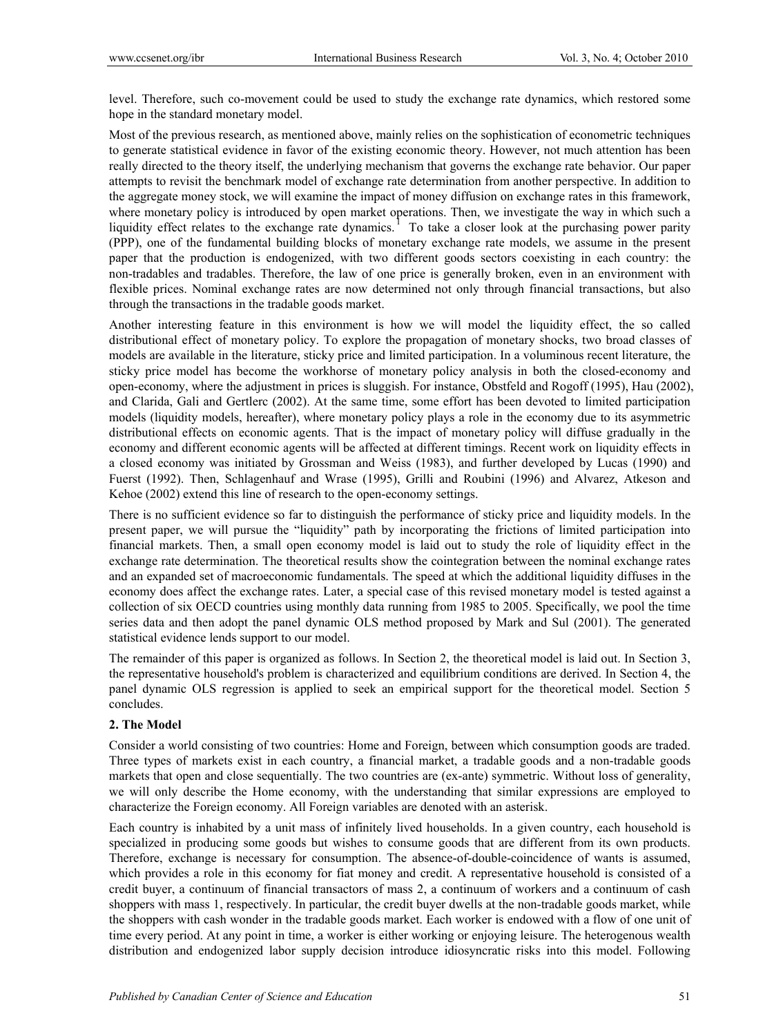level. Therefore, such co-movement could be used to study the exchange rate dynamics, which restored some hope in the standard monetary model.

Most of the previous research, as mentioned above, mainly relies on the sophistication of econometric techniques to generate statistical evidence in favor of the existing economic theory. However, not much attention has been really directed to the theory itself, the underlying mechanism that governs the exchange rate behavior. Our paper attempts to revisit the benchmark model of exchange rate determination from another perspective. In addition to the aggregate money stock, we will examine the impact of money diffusion on exchange rates in this framework, where monetary policy is introduced by open market operations. Then, we investigate the way in which such a liquidity effect relates to the exchange rate dynamics. [1] To take a closer look at the purchasing power parity (PPP), one of the fundamental building blocks of monetary exchange rate models, we assume in the present paper that the production is endogenized, with two different goods sectors coexisting in each country: the non-tradables and tradables. Therefore, the law of one price is generally broken, even in an environment with flexible prices. Nominal exchange rates are now determined not only through financial transactions, but also through the transactions in the tradable goods market.

Another interesting feature in this environment is how we will model the liquidity effect, the so called distributional effect of monetary policy. To explore the propagation of monetary shocks, two broad classes of models are available in the literature, sticky price and limited participation. In a voluminous recent literature, the sticky price model has become the workhorse of monetary policy analysis in both the closed-economy and open-economy, where the adjustment in prices is sluggish. For instance, Obstfeld and Rogoff (1995), Hau (2002), and Clarida, Gali and Gertlerc (2002). At the same time, some effort has been devoted to limited participation models (liquidity models, hereafter), where monetary policy plays a role in the economy due to its asymmetric distributional effects on economic agents. That is the impact of monetary policy will diffuse gradually in the economy and different economic agents will be affected at different timings. Recent work on liquidity effects in a closed economy was initiated by Grossman and Weiss (1983), and further developed by Lucas (1990) and Fuerst (1992). Then, Schlagenhauf and Wrase (1995), Grilli and Roubini (1996) and Alvarez, Atkeson and Kehoe (2002) extend this line of research to the open-economy settings.

There is no sufficient evidence so far to distinguish the performance of sticky price and liquidity models. In the present paper, we will pursue the "liquidity" path by incorporating the frictions of limited participation into financial markets. Then, a small open economy model is laid out to study the role of liquidity effect in the exchange rate determination. The theoretical results show the cointegration between the nominal exchange rates and an expanded set of macroeconomic fundamentals. The speed at which the additional liquidity diffuses in the economy does affect the exchange rates. Later, a special case of this revised monetary model is tested against a collection of six OECD countries using monthly data running from 1985 to 2005. Specifically, we pool the time series data and then adopt the panel dynamic OLS method proposed by Mark and Sul (2001). The generated statistical evidence lends support to our model.

The remainder of this paper is organized as follows. In Section 2, the theoretical model is laid out. In Section 3, the representative household's problem is characterized and equilibrium conditions are derived. In Section 4, the panel dynamic OLS regression is applied to seek an empirical support for the theoretical model. Section 5 concludes.

## 2. The Model

Consider a world consisting of two countries: Home and Foreign, between which consumption goods are traded. Three types of markets exist in each country, a financial market, a tradable goods and a non-tradable goods markets that open and close sequentially. The two countries are (ex-ante) symmetric. Without loss of generality, we will only describe the Home economy, with the understanding that similar expressions are employed to characterize the Foreign economy. All Foreign variables are denoted with an asterisk.

Each country is inhabited by a unit mass of infinitely lived households. In a given country, each household is specialized in producing some goods but wishes to consume goods that are different from its own products. Therefore, exchange is necessary for consumption. The absence-of-double-coincidence of wants is assumed, which provides a role in this economy for fiat money and credit. A representative household is consisted of a credit buyer, a continuum of financial transactors of mass 2, a continuum of workers and a continuum of cash shoppers with mass 1, respectively. In particular, the credit buyer dwells at the non-tradable goods market, while the shoppers with cash wonder in the tradable goods market. Each worker is endowed with a flow of one unit of time every period. At any point in time, a worker is either working or enjoying leisure. The heterogenous wealth distribution and endogenized labor supply decision introduce idiosyncratic risks into this model. Following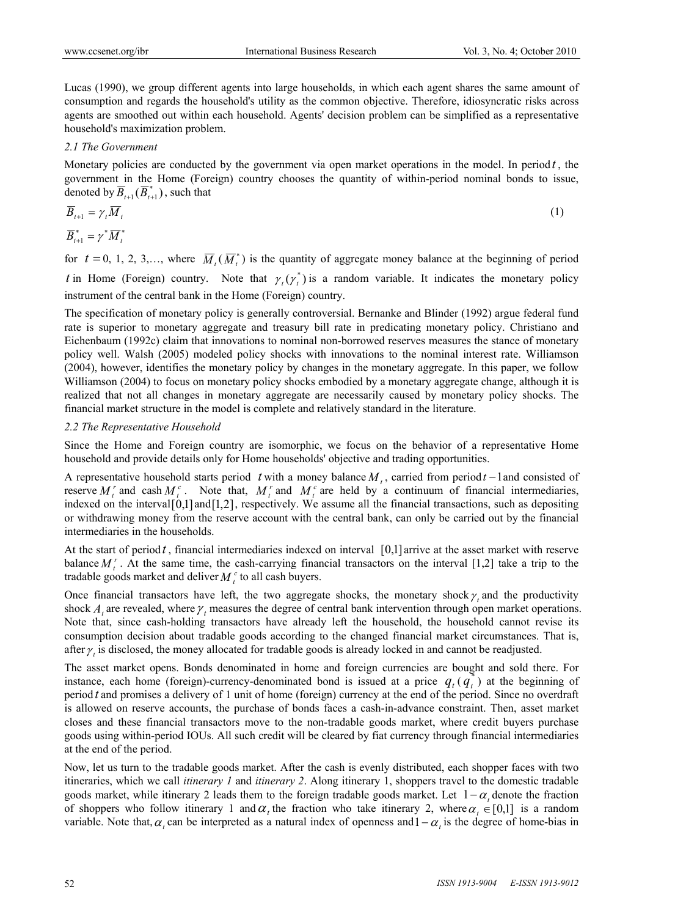Lucas (1990), we group different agents into large households, in which each agent shares the same amount of consumption and regards the household's utility as the common objective. Therefore, idiosyncratic risks across agents are smoothed out within each household. Agents' decision problem can be simplified as a representative household's maximization problem.

### *2.1 The Government*

Monetary policies are conducted by the government via open market operations in the model. In period $t$, the government in the Home (Foreign) country chooses the quantity of within-period nominal bonds to issue, denoted by $\overline{B}_{t+1}(\overline{B}^*_{t+1})$, such that

$$\overline{B}_{t+1} = \gamma_t \overline{M}_t \tag{1}$$

$$\overline{B}^*_{t+1} = \gamma^* \overline{M}^*_t$$

for $t = 0, 1, 2, 3, \ldots$, where $\overline{M}_t(\overline{M}^*_t)$ is the quantity of aggregate money balance at the beginning of period $t$ in Home (Foreign) country. Note that $\gamma_t(\gamma^*_t)$ is a random variable. It indicates the monetary policy instrument of the central bank in the Home (Foreign) country.

The specification of monetary policy is generally controversial. Bernanke and Blinder (1992) argue federal fund rate is superior to monetary aggregate and treasury bill rate in predicating monetary policy. Christiano and Eichenbaum (1992c) claim that innovations to nominal non-borrowed reserves measures the stance of monetary policy well. Walsh (2005) modeled policy shocks with innovations to the nominal interest rate. Williamson (2004), however, identifies the monetary policy by changes in the monetary aggregate. In this paper, we follow Williamson (2004) to focus on monetary policy shocks embodied by a monetary aggregate change, although it is realized that not all changes in monetary aggregate are necessarily caused by monetary policy shocks. The financial market structure in the model is complete and relatively standard in the literature.

### *2.2 The Representative Household*

Since the Home and Foreign country are isomorphic, we focus on the behavior of a representative Home household and provide details only for Home households' objective and trading opportunities.

A representative household starts period $t$ with a money balance $M_t$, carried from period $t-1$ and consisted of reserve $M^r_t$ and cash $M^c_t$. Note that, $M^r_t$ and $M^c_t$ are held by a continuum of financial intermediaries, indexed on the interval $[0,1]$ and $[1,2]$, respectively. We assume all the financial transactions, such as depositing or withdrawing money from the reserve account with the central bank, can only be carried out by the financial intermediaries in the households.

At the start of period $t$, financial intermediaries indexed on interval $[0,1]$ arrive at the asset market with reserve balance $M^r_t$. At the same time, the cash-carrying financial transactors on the interval [1,2] take a trip to the tradable goods market and deliver $M^c_t$ to all cash buyers.

Once financial transactors have left, the two aggregate shocks, the monetary shock $\gamma_t$ and the productivity shock $A_t$ are revealed, where $\gamma_t$ measures the degree of central bank intervention through open market operations. Note that, since cash-holding transactors have already left the household, the household cannot revise its consumption decision about tradable goods according to the changed financial market circumstances. That is, after $\gamma_t$ is disclosed, the money allocated for tradable goods is already locked in and cannot be readjusted.

The asset market opens. Bonds denominated in home and foreign currencies are bought and sold there. For instance, each home (foreign)-currency-denominated bond is issued at a price $q_t(q^*_t)$ at the beginning of period $t$ and promises a delivery of 1 unit of home (foreign) currency at the end of the period. Since no overdraft is allowed on reserve accounts, the purchase of bonds faces a cash-in-advance constraint. Then, asset market closes and these financial transactors move to the non-tradable goods market, where credit buyers purchase goods using within-period IOUs. All such credit will be cleared by fiat currency through financial intermediaries at the end of the period.

Now, let us turn to the tradable goods market. After the cash is evenly distributed, each shopper faces with two itineraries, which we call *itinerary 1* and *itinerary 2*. Along itinerary 1, shoppers travel to the domestic tradable goods market, while itinerary 2 leads them to the foreign tradable goods market. Let $1-\alpha_t$ denote the fraction of shoppers who follow itinerary 1 and $\alpha_t$ the fraction who take itinerary 2, where $\alpha_t \in [0,1]$ is a random variable. Note that, $\alpha_t$ can be interpreted as a natural index of openness and $1-\alpha_t$ is the degree of home-bias in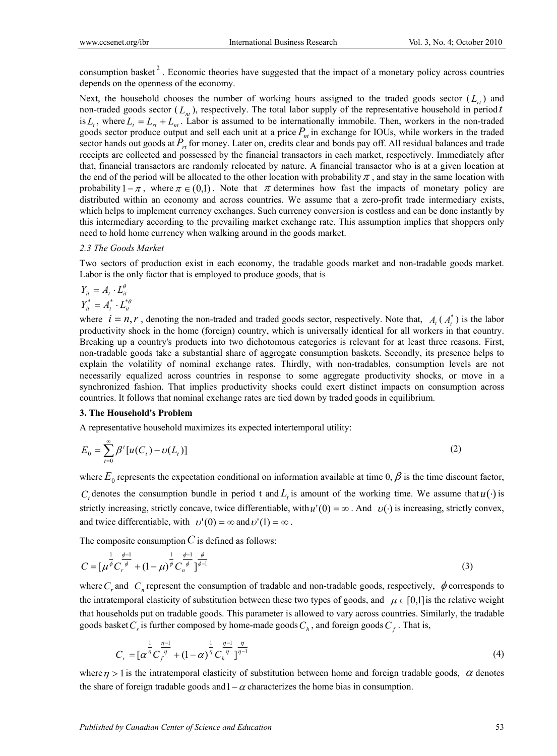consumption basket [2]. Economic theories have suggested that the impact of a monetary policy across countries depends on the openness of the economy.

Next, the household chooses the number of working hours assigned to the traded goods sector ($L_{rt}$) and non-traded goods sector ($L_{nt}$), respectively. The total labor supply of the representative household in period $t$ is $L_t$, where $L_t = L_{rt} + L_{nt}$. Labor is assumed to be internationally immobile. Then, workers in the non-traded goods sector produce output and sell each unit at a price $P_{nt}$ in exchange for IOUs, while workers in the traded sector hands out goods at $P_{rt}$ for money. Later on, credits clear and bonds pay off. All residual balances and trade receipts are collected and possessed by the financial transactors in each market, respectively. Immediately after that, financial transactors are randomly relocated by nature. A financial transactor who is at a given location at the end of the period will be allocated to the other location with probability $\pi$, and stay in the same location with probability $1-\pi$, where $\pi \in (0,1)$. Note that $\pi$ determines how fast the impacts of monetary policy are distributed within an economy and across countries. We assume that a zero-profit trade intermediary exists, which helps to implement currency exchanges. Such currency conversion is costless and can be done instantly by this intermediary according to the prevailing market exchange rate. This assumption implies that shoppers only need to hold home currency when walking around in the goods market.

*2.3 The Goods Market*

Two sectors of production exist in each economy, the tradable goods market and non-tradable goods market. Labor is the only factor that is employed to produce goods, that is

$$Y_{it} = A_t \cdot L_{it}^{\theta}$$

$$Y_{it}^{*} = A_t^{*} \cdot L_{it}^{*\theta}$$

where $i = n, r$, denoting the non-traded and traded goods sector, respectively. Note that, $A_t$ ($A_t^*$) is the labor productivity shock in the home (foreign) country, which is universally identical for all workers in that country. Breaking up a country's products into two dichotomous categories is relevant for at least three reasons. First, non-tradable goods take a substantial share of aggregate consumption baskets. Secondly, its presence helps to explain the volatility of nominal exchange rates. Thirdly, with non-tradables, consumption levels are not necessarily equalized across countries in response to some aggregate productivity shocks, or move in a synchronized fashion. That implies productivity shocks could exert distinct impacts on consumption across countries. It follows that nominal exchange rates are tied down by traded goods in equilibrium.

## 3. The Household's Problem

A representative household maximizes its expected intertemporal utility:

$$E_0 = \sum_{t=0}^{\infty} \beta^t [u(C_t) - \upsilon(L_t)] \tag{2}$$

where $E_0$ represents the expectation conditional on information available at time 0, $\beta$ is the time discount factor, $C_t$ denotes the consumption bundle in period t and $L_t$ is amount of the working time. We assume that $u(\cdot)$ is strictly increasing, strictly concave, twice differentiable, with $u'(0) = \infty$. And $\upsilon(\cdot)$ is increasing, strictly convex, and twice differentiable, with $\upsilon'(0) = \infty$ and $\upsilon'(1) = \infty$.

The composite consumption $C$ is defined as follows:

$$C = [\mu^{\frac{1}{\phi}} C_r^{\frac{\phi-1}{\phi}} + (1-\mu)^{\frac{1}{\phi}} C_n^{\frac{\phi-1}{\phi}}]^{\frac{\phi}{\phi-1}} \tag{3}$$

where $C_r$ and $C_n$ represent the consumption of tradable and non-tradable goods, respectively, $\phi$ corresponds to the intratemporal elasticity of substitution between these two types of goods, and $\mu \in [0,1]$ is the relative weight that households put on tradable goods. This parameter is allowed to vary across countries. Similarly, the tradable goods basket $C_r$ is further composed by home-made goods $C_h$, and foreign goods $C_f$. That is,

$$C_r = [\alpha^{\frac{1}{\eta}} C_f^{\frac{\eta-1}{\eta}} + (1-\alpha)^{\frac{1}{\eta}} C_h^{\frac{\eta-1}{\eta}}]^{\frac{\eta}{\eta-1}} \tag{4}$$

where $\eta > 1$ is the intratemporal elasticity of substitution between home and foreign tradable goods, $\alpha$ denotes the share of foreign tradable goods and $1-\alpha$ characterizes the home bias in consumption.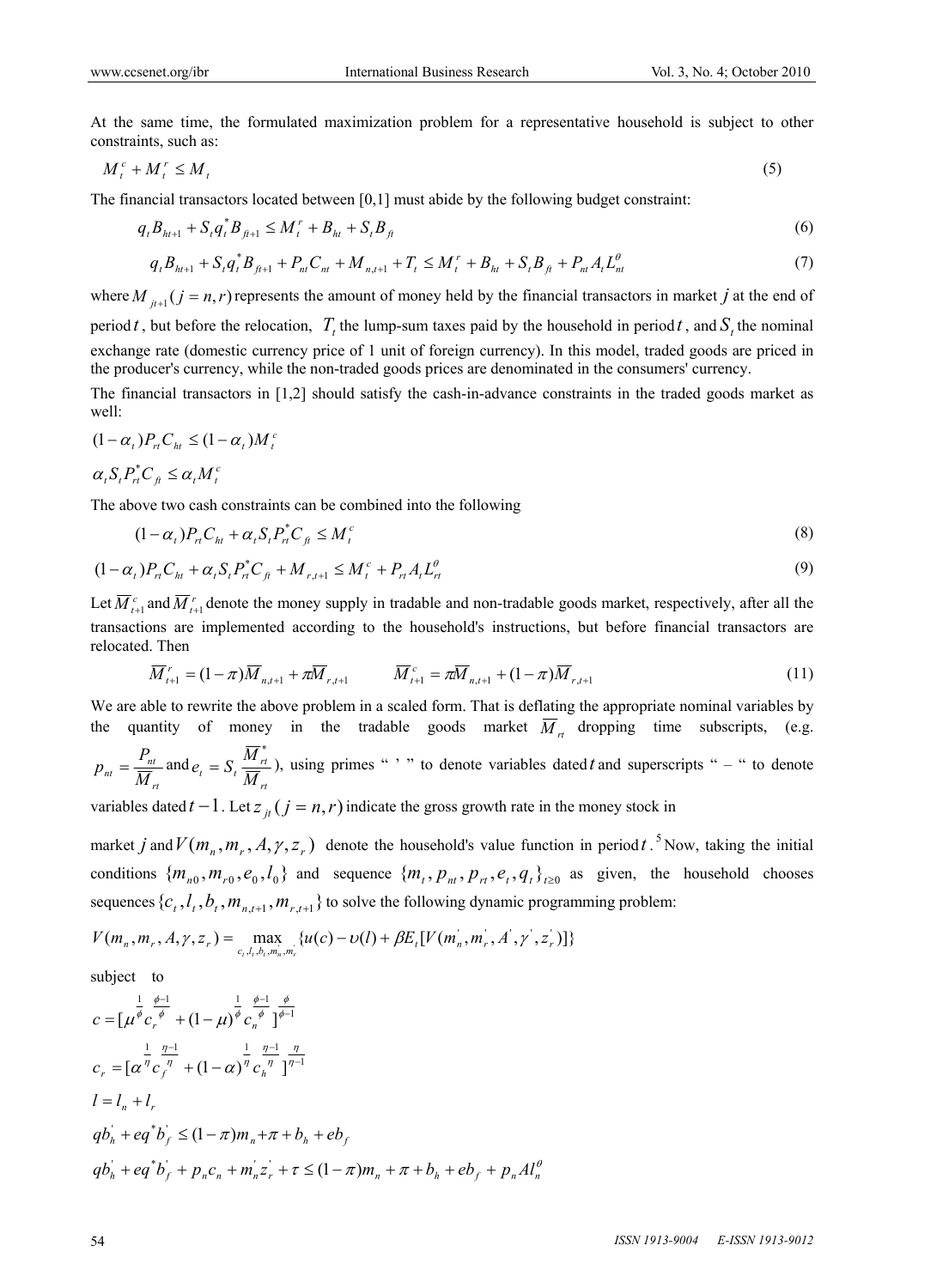At the same time, the formulated maximization problem for a representative household is subject to other constraints, such as:

$$M_t^c + M_t^r \leq M_t \tag{5}$$

The financial transactors located between [0,1] must abide by the following budget constraint:

$$q_t B_{ht+1} + S_t q_t^* B_{ft+1} \leq M_t^r + B_{ht} + S_t B_{ft} \tag{6}$$

$$q_t B_{ht+1} + S_t q_t^* B_{ft+1} + P_{nt} C_{nt} + M_{n,t+1} + T_t \leq M_t^r + B_{ht} + S_t B_{ft} + P_{nt} A_t L_{nt}^{\theta} \tag{7}$$

where $M_{jt+1} (j = n, r)$ represents the amount of money held by the financial transactors in market $j$ at the end of period $t$, but before the relocation, $T_t$ the lump-sum taxes paid by the household in period $t$, and $S_t$ the nominal exchange rate (domestic currency price of 1 unit of foreign currency). In this model, traded goods are priced in the producer's currency, while the non-traded goods prices are denominated in the consumers' currency.

The financial transactors in [1,2] should satisfy the cash-in-advance constraints in the traded goods market as well:

$$(1-\alpha_t) P_{rt} C_{ht} \leq (1-\alpha_t) M_t^c$$

$$\alpha_t S_t P_{rt}^* C_{ft} \leq \alpha_t M_t^c$$

The above two cash constraints can be combined into the following

$$(1-\alpha_t) P_{rt} C_{ht} + \alpha_t S_t P_{rt}^* C_{ft} \leq M_t^c \tag{8}$$

$$(1-\alpha_t) P_{rt} C_{ht} + \alpha_t S_t P_{rt}^* C_{ft} + M_{r,t+1} \leq M_t^c + P_{rt} A_t L_{rt}^{\theta} \tag{9}$$

Let $\overline{M}_{t+1}^c$ and $\overline{M}_{t+1}^r$ denote the money supply in tradable and non-tradable goods market, respectively, after all the transactions are implemented according to the household's instructions, but before financial transactors are relocated. Then

$$\overline{M}_{t+1}^r = (1-\pi)\overline{M}_{n,t+1} + \pi \overline{M}_{r,t+1} \qquad \overline{M}_{t+1}^c = \pi \overline{M}_{n,t+1} + (1-\pi)\overline{M}_{r,t+1} \tag{11}$$

We are able to rewrite the above problem in a scaled form. That is deflating the appropriate nominal variables by the quantity of money in the tradable goods market $\overline{M}_{rt}$ dropping time subscripts, (e.g. $p_{nt} = \frac{P_{nt}}{\overline{M}_{rt}}$ and $e_t = S_t \frac{\overline{M}_{rt}^*}{\overline{M}_{rt}}$), using primes " ' " to denote variables dated $t$ and superscripts " – " to denote variables dated $t-1$. Let $z_{jt} \, (j = n, r)$ indicate the gross growth rate in the money stock in market $j$ and $V(m_n, m_r, A, \gamma, z_r)$ denote the household's value function in period $t$.[5] Now, taking the initial conditions $\{m_{n0}, m_{r0}, e_0, l_0\}$ and sequence $\{m_t, p_{nt}, p_{rt}, e_t, q_t\}_{t \geq 0}$ as given, the household chooses sequences $\{c_t, l_t, b_t, m_{n,t+1}, m_{r,t+1}\}$ to solve the following dynamic programming problem:

$$V(m_n, m_r, A, \gamma, z_r) = \max_{c_t, l_t, b_t, m_n', m_r'} \{u(c) - \upsilon(l) + \beta E_t [V(m_n', m_r', A', \gamma', z_r')]\}$$

subject to

$$c = [\mu^{\frac{1}{\phi}} c_r^{\frac{\phi-1}{\phi}} + (1-\mu)^{\frac{1}{\phi}} c_n^{\frac{\phi-1}{\phi}}]^{\frac{\phi}{\phi-1}}$$

$$c_r = [\alpha^{\frac{1}{\eta}} c_f^{\frac{\eta-1}{\eta}} + (1-\alpha)^{\frac{1}{\eta}} c_h^{\frac{\eta-1}{\eta}}]^{\frac{\eta}{\eta-1}}$$

$$l = l_n + l_r$$

$$qb_h' + eq^* b_f' \leq (1-\pi) m_n + \pi + b_h + eb_f$$

$$qb_h' + eq^* b_f' + p_n c_n + m_n' z_r' + \tau \leq (1-\pi) m_n + \pi + b_h + eb_f + p_n A l_n^{\theta}$$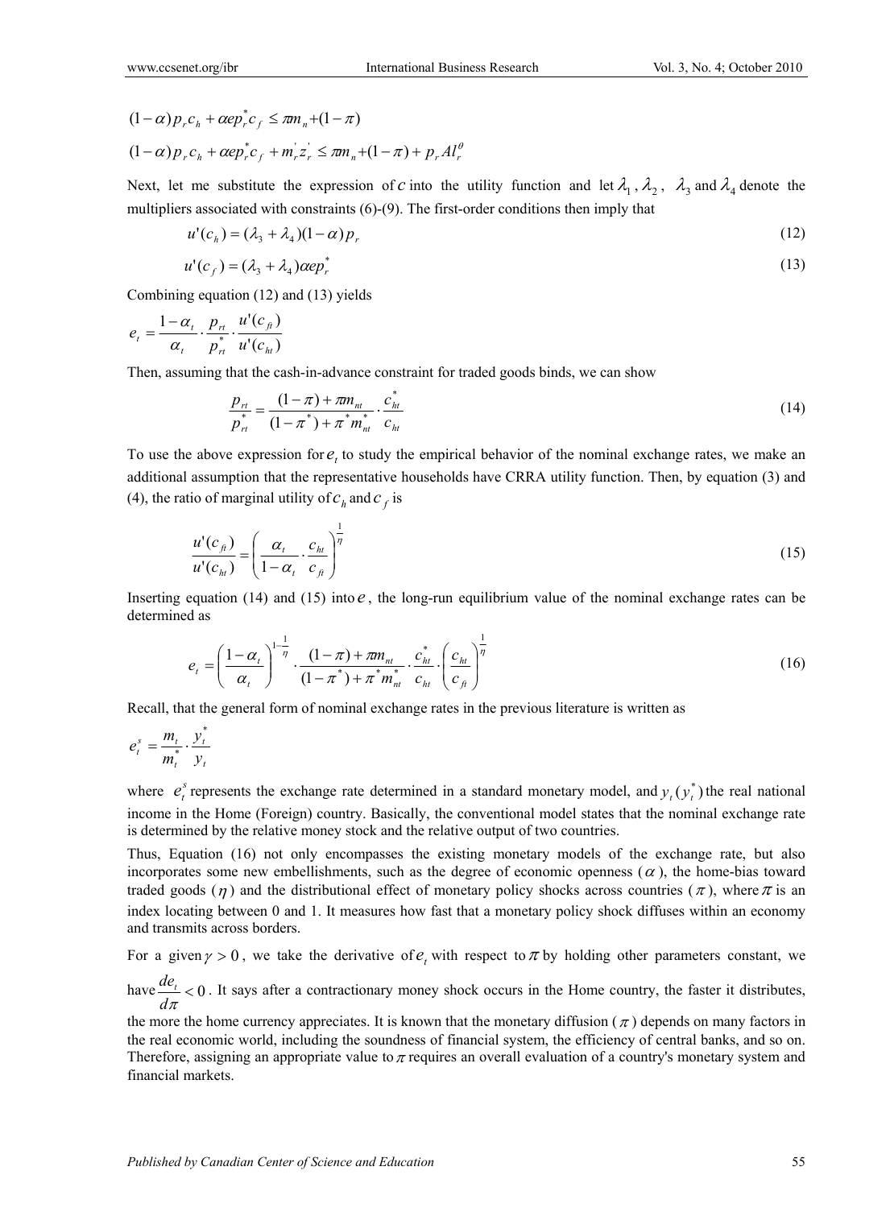$$(1-\alpha) p_r c_h + \alpha e p_r^* c_f \leq \pi m_n + (1-\pi)$$

$$(1-\alpha) p_r c_h + \alpha e p_r^* c_f + m_r^{'} z_r^{'} \leq \pi m_n + (1-\pi) + p_r A l_r^{\theta}$$

Next, let me substitute the expression of $c$ into the utility function and let $\lambda_1$, $\lambda_2$, $\lambda_3$ and $\lambda_4$ denote the multipliers associated with constraints (6)-(9). The first-order conditions then imply that

$$u'(c_h) = (\lambda_3 + \lambda_4)(1-\alpha) p_r \tag{12}$$

$$u'(c_f) = (\lambda_3 + \lambda_4)\alpha e p_r^* \tag{13}$$

Combining equation (12) and (13) yields

$$e_t = \frac{1-\alpha_t}{\alpha_t} \cdot \frac{p_{rt}}{p_{rt}^*} \cdot \frac{u'(c_{ft})}{u'(c_{ht})}$$

Then, assuming that the cash-in-advance constraint for traded goods binds, we can show

$$\frac{p_{rt}}{p_{rt}^*} = \frac{(1-\pi) + \pi m_{nt}}{(1-\pi^*) + \pi^* m_{nt}^*} \cdot \frac{c_{ht}^*}{c_{ht}} \tag{14}$$

To use the above expression for $e_t$ to study the empirical behavior of the nominal exchange rates, we make an additional assumption that the representative households have CRRA utility function. Then, by equation (3) and (4), the ratio of marginal utility of $c_h$ and $c_f$ is

$$\frac{u'(c_{ft})}{u'(c_{ht})} = \left( \frac{\alpha_t}{1-\alpha_t} \cdot \frac{c_{ht}}{c_{ft}} \right)^{\frac{1}{\eta}} \tag{15}$$

Inserting equation (14) and (15) into $e$, the long-run equilibrium value of the nominal exchange rates can be determined as

$$e_t = \left( \frac{1-\alpha_t}{\alpha_t} \right)^{1-\frac{1}{\eta}} \cdot \frac{(1-\pi) + \pi m_{nt}}{(1-\pi^*) + \pi^* m_{nt}^*} \cdot \frac{c_{ht}^*}{c_{ht}} \cdot \left( \frac{c_{ht}}{c_{ft}} \right)^{\frac{1}{\eta}} \tag{16}$$

Recall, that the general form of nominal exchange rates in the previous literature is written as

$$e_t^s = \frac{m_t}{m_t^*} \cdot \frac{y_t^*}{y_t}$$

where $e_t^s$ represents the exchange rate determined in a standard monetary model, and $y_t\,(y_t^*)$ the real national income in the Home (Foreign) country. Basically, the conventional model states that the nominal exchange rate is determined by the relative money stock and the relative output of two countries.

Thus, Equation (16) not only encompasses the existing monetary models of the exchange rate, but also incorporates some new embellishments, such as the degree of economic openness ($\alpha$), the home-bias toward traded goods ($\eta$) and the distributional effect of monetary policy shocks across countries ($\pi$), where $\pi$ is an index locating between 0 and 1. It measures how fast that a monetary policy shock diffuses within an economy and transmits across borders.

For a given $\gamma > 0$, we take the derivative of $e_t$ with respect to $\pi$ by holding other parameters constant, we have $\frac{de_t}{d\pi} < 0$. It says after a contractionary money shock occurs in the Home country, the faster it distributes, the more the home currency appreciates. It is known that the monetary diffusion ($\pi$) depends on many factors in the real economic world, including the soundness of financial system, the efficiency of central banks, and so on. Therefore, assigning an appropriate value to $\pi$ requires an overall evaluation of a country's monetary system and financial markets.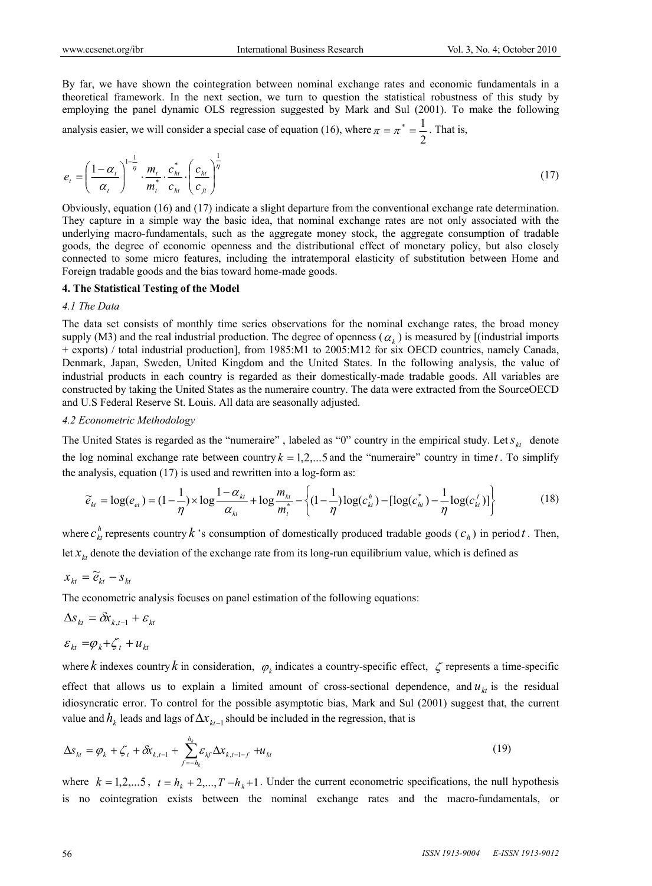By far, we have shown the cointegration between nominal exchange rates and economic fundamentals in a theoretical framework. In the next section, we turn to question the statistical robustness of this study by employing the panel dynamic OLS regression suggested by Mark and Sul (2001). To make the following analysis easier, we will consider a special case of equation (16), where $\pi = \pi^* = \frac{1}{2}$. That is,

$$e_t = \left(\frac{1-\alpha_t}{\alpha_t}\right)^{1-\frac{1}{\eta}} \cdot \frac{m_t}{m_t^*} \cdot \frac{c_{ht}^*}{c_{ht}} \cdot \left(\frac{c_{ht}}{c_{ft}}\right)^{\frac{1}{\eta}} \tag{17}$$

Obviously, equation (16) and (17) indicate a slight departure from the conventional exchange rate determination. They capture in a simple way the basic idea, that nominal exchange rates are not only associated with the underlying macro-fundamentals, such as the aggregate money stock, the aggregate consumption of tradable goods, the degree of economic openness and the distributional effect of monetary policy, but also closely connected to some micro features, including the intratemporal elasticity of substitution between Home and Foreign tradable goods and the bias toward home-made goods.

## 4. The Statistical Testing of the Model

### 4.1 The Data

The data set consists of monthly time series observations for the nominal exchange rates, the broad money supply (M3) and the real industrial production. The degree of openness ($\alpha_k$) is measured by [(industrial imports + exports) / total industrial production], from 1985:M1 to 2005:M12 for six OECD countries, namely Canada, Denmark, Japan, Sweden, United Kingdom and the United States. In the following analysis, the value of industrial products in each country is regarded as their domestically-made tradable goods. All variables are constructed by taking the United States as the numeraire country. The data were extracted from the SourceOECD and U.S Federal Reserve St. Louis. All data are seasonally adjusted.

### 4.2 Econometric Methodology

The United States is regarded as the "numeraire" , labeled as "0" country in the empirical study. Let $s_{kt}$ denote the log nominal exchange rate between country $k = 1,2,...5$ and the "numeraire" country in time $t$. To simplify the analysis, equation (17) is used and rewritten into a log-form as:

$$\tilde{e}_{kt} = \log(e_{et}) = (1-\frac{1}{\eta}) \times \log\frac{1-\alpha_{kt}}{\alpha_{kt}} + \log\frac{m_{kt}}{m_t^*} - \left\{(1-\frac{1}{\eta})\log(c_{kt}^h) - [\log(c_{ht}^*) - \frac{1}{\eta}\log(c_{kt}^f)]\right\} \tag{18}$$

where $c_{kt}^h$ represents country $k$'s consumption of domestically produced tradable goods ($c_h$) in period $t$. Then, let $x_{kt}$ denote the deviation of the exchange rate from its long-run equilibrium value, which is defined as

$$x_{kt} = \tilde{e}_{kt} - s_{kt}$$

The econometric analysis focuses on panel estimation of the following equations:

$$\Delta s_{kt} = \delta x_{k,t-1} + \varepsilon_{kt}$$

$$\varepsilon_{kt} = \varphi_k + \zeta_t + u_{kt}$$

where $k$ indexes country $k$ in consideration, $\varphi_k$ indicates a country-specific effect, $\zeta$ represents a time-specific effect that allows us to explain a limited amount of cross-sectional dependence, and $u_{kt}$ is the residual idiosyncratic error. To control for the possible asymptotic bias, Mark and Sul (2001) suggest that, the current value and $h_k$ leads and lags of $\Delta x_{kt-1}$ should be included in the regression, that is

$$\Delta s_{kt} = \varphi_k + \zeta_t + \delta x_{k,t-1} + \sum_{f=-h_k}^{h_k} \varepsilon_{kf} \Delta x_{k,t-1-f} + u_{kt} \tag{19}$$

where $k = 1,2,...5$, $t = h_k + 2,...,T - h_k + 1$. Under the current econometric specifications, the null hypothesis is no cointegration exists between the nominal exchange rates and the macro-fundamentals, or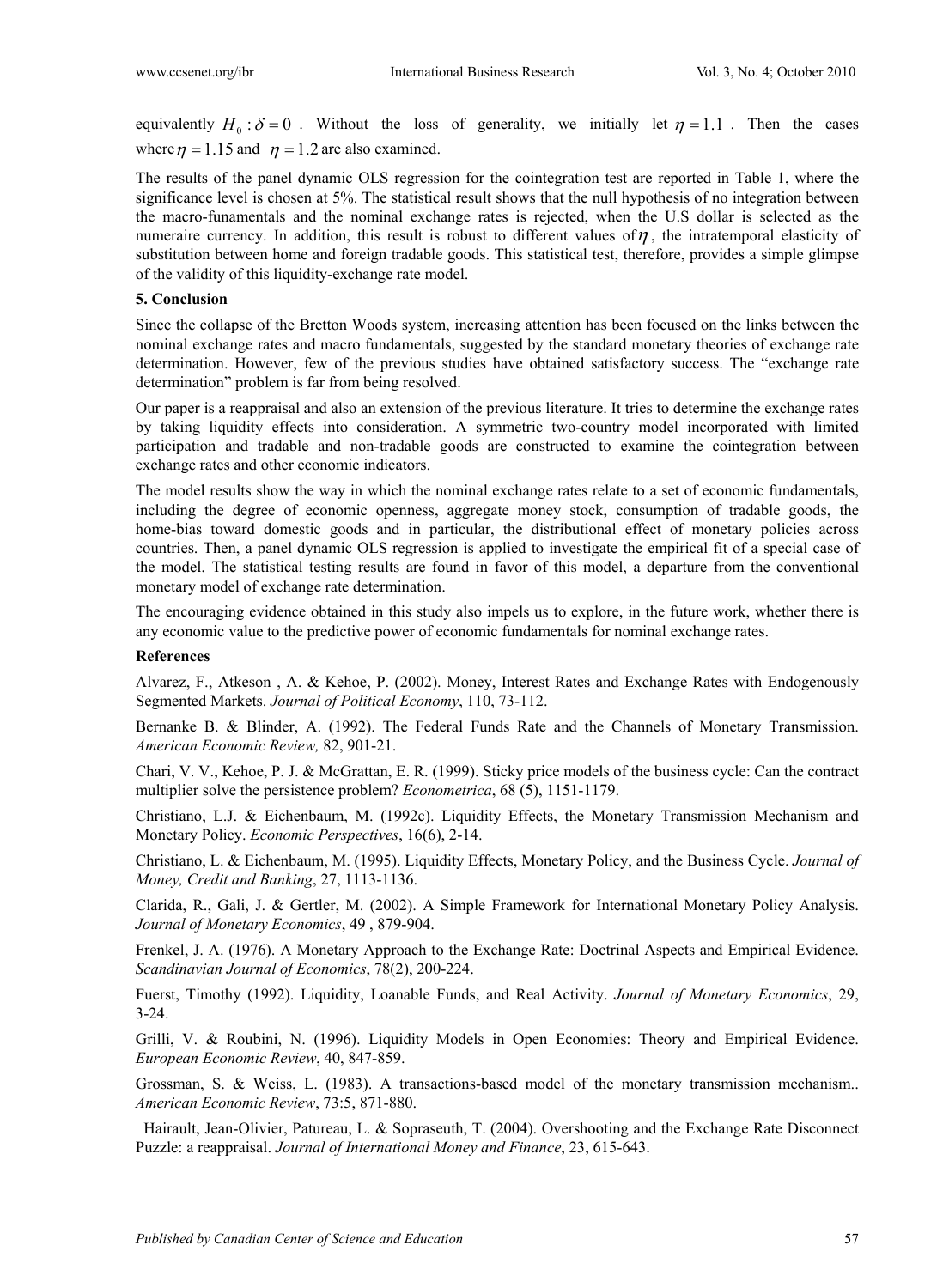equivalently $H_0: \delta = 0$ . Without the loss of generality, we initially let $\eta = 1.1$ . Then the cases where $\eta = 1.15$ and $\eta = 1.2$ are also examined.

The results of the panel dynamic OLS regression for the cointegration test are reported in Table 1, where the significance level is chosen at 5%. The statistical result shows that the null hypothesis of no integration between the macro-funamentals and the nominal exchange rates is rejected, when the U.S dollar is selected as the numeraire currency. In addition, this result is robust to different values of $\eta$ , the intratemporal elasticity of substitution between home and foreign tradable goods. This statistical test, therefore, provides a simple glimpse of the validity of this liquidity-exchange rate model.

## 5. Conclusion

Since the collapse of the Bretton Woods system, increasing attention has been focused on the links between the nominal exchange rates and macro fundamentals, suggested by the standard monetary theories of exchange rate determination. However, few of the previous studies have obtained satisfactory success. The "exchange rate determination" problem is far from being resolved.

Our paper is a reappraisal and also an extension of the previous literature. It tries to determine the exchange rates by taking liquidity effects into consideration. A symmetric two-country model incorporated with limited participation and tradable and non-tradable goods are constructed to examine the cointegration between exchange rates and other economic indicators.

The model results show the way in which the nominal exchange rates relate to a set of economic fundamentals, including the degree of economic openness, aggregate money stock, consumption of tradable goods, the home-bias toward domestic goods and in particular, the distributional effect of monetary policies across countries. Then, a panel dynamic OLS regression is applied to investigate the empirical fit of a special case of the model. The statistical testing results are found in favor of this model, a departure from the conventional monetary model of exchange rate determination.

The encouraging evidence obtained in this study also impels us to explore, in the future work, whether there is any economic value to the predictive power of economic fundamentals for nominal exchange rates.

## References

Alvarez, F., Atkeson , A. & Kehoe, P. (2002). Money, Interest Rates and Exchange Rates with Endogenously Segmented Markets. *Journal of Political Economy*, 110, 73-112.

Bernanke B. & Blinder, A. (1992). The Federal Funds Rate and the Channels of Monetary Transmission. *American Economic Review,* 82, 901-21.

Chari, V. V., Kehoe, P. J. & McGrattan, E. R. (1999). Sticky price models of the business cycle: Can the contract multiplier solve the persistence problem? *Econometrica*, 68 (5), 1151-1179.

Christiano, L.J. & Eichenbaum, M. (1992c). Liquidity Effects, the Monetary Transmission Mechanism and Monetary Policy. *Economic Perspectives*, 16(6), 2-14.

Christiano, L. & Eichenbaum, M. (1995). Liquidity Effects, Monetary Policy, and the Business Cycle. *Journal of Money, Credit and Banking*, 27, 1113-1136.

Clarida, R., Gali, J. & Gertler, M. (2002). A Simple Framework for International Monetary Policy Analysis. *Journal of Monetary Economics*, 49 , 879-904.

Frenkel, J. A. (1976). A Monetary Approach to the Exchange Rate: Doctrinal Aspects and Empirical Evidence. *Scandinavian Journal of Economics*, 78(2), 200-224.

Fuerst, Timothy (1992). Liquidity, Loanable Funds, and Real Activity. *Journal of Monetary Economics*, 29, 3-24.

Grilli, V. & Roubini, N. (1996). Liquidity Models in Open Economies: Theory and Empirical Evidence. *European Economic Review*, 40, 847-859.

Grossman, S. & Weiss, L. (1983). A transactions-based model of the monetary transmission mechanism.. *American Economic Review*, 73:5, 871-880.

Hairault, Jean-Olivier, Patureau, L. & Sopraseuth, T. (2004). Overshooting and the Exchange Rate Disconnect Puzzle: a reappraisal. *Journal of International Money and Finance*, 23, 615-643.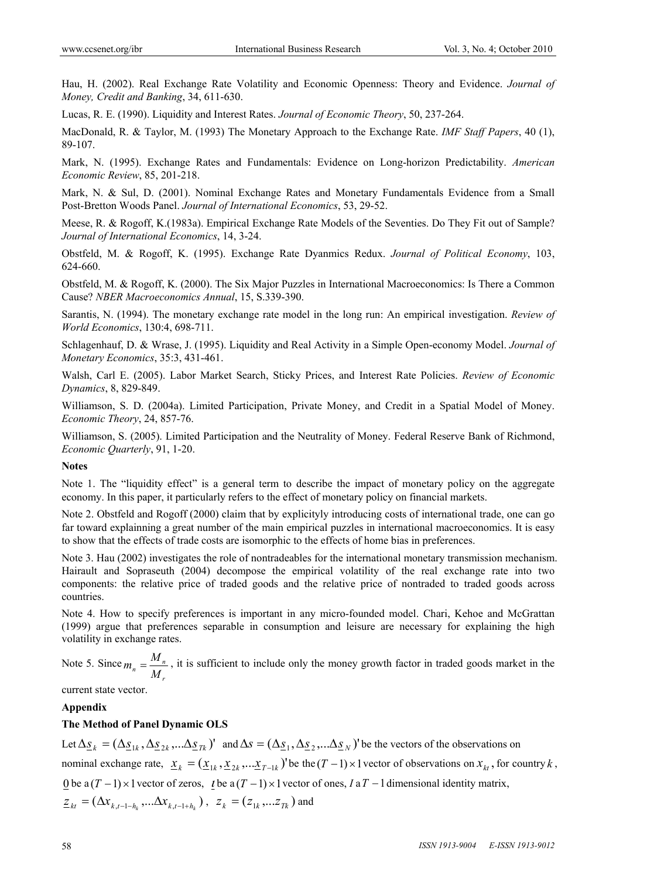Hau, H. (2002). Real Exchange Rate Volatility and Economic Openness: Theory and Evidence. *Journal of Money, Credit and Banking*, 34, 611-630.

Lucas, R. E. (1990). Liquidity and Interest Rates. *Journal of Economic Theory*, 50, 237-264.

MacDonald, R. & Taylor, M. (1993) The Monetary Approach to the Exchange Rate. *IMF Staff Papers*, 40 (1), 89-107.

Mark, N. (1995). Exchange Rates and Fundamentals: Evidence on Long-horizon Predictability. *American Economic Review*, 85, 201-218.

Mark, N. & Sul, D. (2001). Nominal Exchange Rates and Monetary Fundamentals Evidence from a Small Post-Bretton Woods Panel. *Journal of International Economics*, 53, 29-52.

Meese, R. & Rogoff, K.(1983a). Empirical Exchange Rate Models of the Seventies. Do They Fit out of Sample? *Journal of International Economics*, 14, 3-24.

Obstfeld, M. & Rogoff, K. (1995). Exchange Rate Dyanmics Redux. *Journal of Political Economy*, 103, 624-660.

Obstfeld, M. & Rogoff, K. (2000). The Six Major Puzzles in International Macroeconomics: Is There a Common Cause? *NBER Macroeconomics Annual*, 15, S.339-390.

Sarantis, N. (1994). The monetary exchange rate model in the long run: An empirical investigation. *Review of World Economics*, 130:4, 698-711.

Schlagenhauf, D. & Wrase, J. (1995). Liquidity and Real Activity in a Simple Open-economy Model. *Journal of Monetary Economics*, 35:3, 431-461.

Walsh, Carl E. (2005). Labor Market Search, Sticky Prices, and Interest Rate Policies. *Review of Economic Dynamics*, 8, 829-849.

Williamson, S. D. (2004a). Limited Participation, Private Money, and Credit in a Spatial Model of Money. *Economic Theory*, 24, 857-76.

Williamson, S. (2005). Limited Participation and the Neutrality of Money. Federal Reserve Bank of Richmond, *Economic Quarterly*, 91, 1-20.

**Notes**

Note 1. The "liquidity effect" is a general term to describe the impact of monetary policy on the aggregate economy. In this paper, it particularly refers to the effect of monetary policy on financial markets.

Note 2. Obstfeld and Rogoff (2000) claim that by explicityly introducing costs of international trade, one can go far toward explainning a great number of the main empirical puzzles in international macroeconomics. It is easy to show that the effects of trade costs are isomorphic to the effects of home bias in preferences.

Note 3. Hau (2002) investigates the role of nontradeables for the international monetary transmission mechanism. Hairault and Sopraseuth (2004) decompose the empirical volatility of the real exchange rate into two components: the relative price of traded goods and the relative price of nontraded to traded goods across countries.

Note 4. How to specify preferences is important in any micro-founded model. Chari, Kehoe and McGrattan (1999) argue that preferences separable in consumption and leisure are necessary for explaining the high volatility in exchange rates.

Note 5. Since $m_n = \dfrac{M_n}{M_r}$, it is sufficient to include only the money growth factor in traded goods market in the current state vector.

**Appendix**

**The Method of Panel Dynamic OLS**

Let $\Delta \underline{s}_k = (\Delta \underline{s}_{1k}, \Delta \underline{s}_{2k}, ... \Delta \underline{s}_{Tk})'$ and $\Delta s = (\Delta \underline{s}_1, \Delta \underline{s}_2, ... \Delta \underline{s}_N)'$ be the vectors of the observations on nominal exchange rate, $\underline{x}_k = (\underline{x}_{1k}, \underline{x}_{2k}, ... \underline{x}_{T-1k})'$ be the $(T-1)\times 1$ vector of observations on $x_{kt}$, for country $k$, $\underline{0}$ be a $(T-1)\times 1$ vector of zeros, $\underline{t}$ be a $(T-1)\times 1$ vector of ones, $I$ a $T-1$ dimensional identity matrix, $\underline{z}_{kt} = (\Delta x_{k,t-1-h_k}, ... \Delta x_{k,t-1+h_k})$, $z_k = (z_{1k}, ... z_{Tk})$ and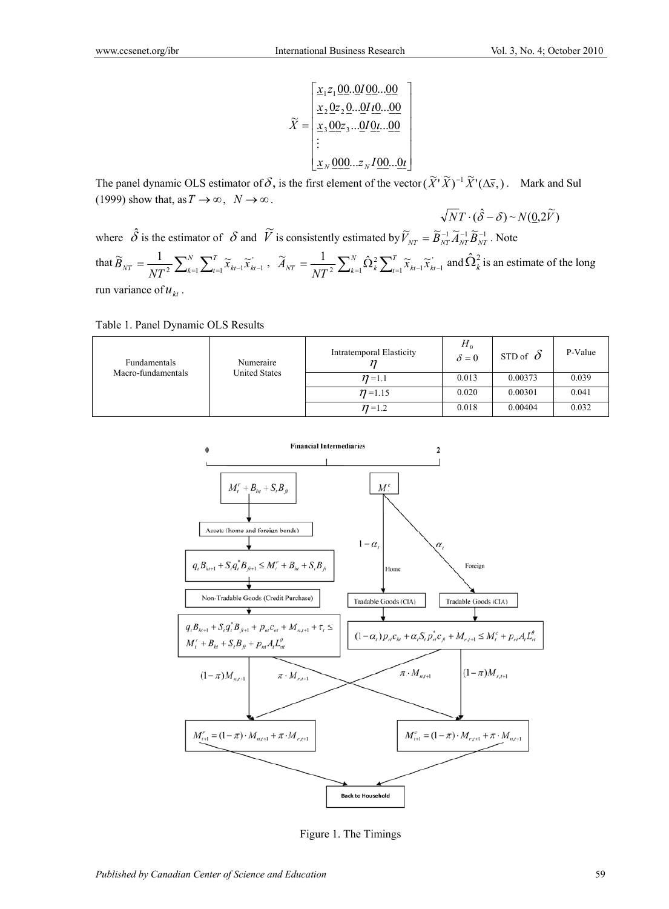$$\widetilde{X} = \begin{bmatrix} \underline{x}_1 z_1 \underline{00}..\underline{0}I\underline{00}...\underline{00} \\ \underline{x}_2 \underline{0} z_2 \underline{0}...\underline{0}I\underline{\iota}\underline{0}...\underline{00} \\ \underline{x}_3 \underline{00} z_3 ...\underline{0}I\underline{0}\underline{\iota}...\underline{00} \\ \vdots \\ \underline{x}_N \underline{000}...z_N I\underline{00}...\underline{0}\underline{\iota} \end{bmatrix}$$

The panel dynamic OLS estimator of $\delta$, is the first element of the vector $(\widetilde{X}'\widetilde{X})^{-1}\widetilde{X}'(\Delta\bar{s},)$. Mark and Sul (1999) show that, as $T \to \infty,\ N \to \infty$.

$$\sqrt{NT} \cdot (\hat{\delta} - \delta) \sim N(\underline{0}, 2\widetilde{V})$$

where $\hat{\delta}$ is the estimator of $\delta$ and $\widetilde{V}$ is consistently estimated by $\widetilde{V}_{NT} = \widetilde{B}_{NT}^{-1}\widetilde{A}_{NT}^{-1}\widetilde{B}_{NT}^{-1}$. Note that $\widetilde{B}_{NT} = \frac{1}{NT^2}\sum_{k=1}^{N}\sum_{t=1}^{T}\widetilde{x}_{kt-1}\widetilde{x}_{kt-1}^{'}$, $\widetilde{A}_{NT} = \frac{1}{NT^2}\sum_{k=1}^{N}\hat{\Omega}_k^2\sum_{t=1}^{T}\widetilde{x}_{kt-1}\widetilde{x}_{kt-1}^{'}$ and $\hat{\Omega}_k^2$ is an estimate of the long run variance of $u_{kt}$.

Table 1. Panel Dynamic OLS Results

| Fundamentals Macro-fundamentals | Numeraire United States | Intratemporal Elasticity $\eta$ | $H_0$ $\delta = 0$ | STD of $\delta$ | P-Value |
|---|---|---|---|---|---|
| | | $\eta$ =1.1 | 0.013 | 0.00373 | 0.039 |
| | | $\eta$ =1.15 | 0.020 | 0.00301 | 0.041 |
| | | $\eta$ =1.2 | 0.018 | 0.00404 | 0.032 |

Financial Intermediaries

0

2

$M_t^r + B_{ht} + S_t B_{ft}$

$M^c$

Assets (home and foreign bonds)

$q_t B_{ht+1} + S_t q_t^* B_{ft+1} \leq M_t^r + B_{ht} + S_t B_{ft}$

Non-Tradable Goods (Credit Purchase)

$q_t B_{ht+1} + S_t q_t^* B_{ft+1} + p_{nt} c_{nt} + M_{n,t+1} + \tau_t \leq M_t^r + B_{ht} + S_t B_{ft} + p_{nt} A_t L_{nt}^{\theta}$

$1-\alpha_t$

$\alpha_t$

Home

Foreign

Tradable Goods (CIA)

Tradable Goods (CIA)

$(1-\alpha_t) p_{rt} c_{ht} + \alpha_t S_t p_{rt}^* c_{ft} + M_{r,t+1} \leq M_t^c + p_{rt} A_t L_{rt}^{\theta}$

$(1-\pi) M_{n,t+1}$

$\pi \cdot M_{r,t+1}$

$\pi \cdot M_{n,t+1}$

$(1-\pi) M_{r,t+1}$

$M_{t+1}^r = (1-\pi) \cdot M_{n,t+1} + \pi \cdot M_{r,t+1}$

$M_{t+1}^c = (1-\pi) \cdot M_{r,t+1} + \pi \cdot M_{n,t+1}$

Back to Household

Figure 1. The Timings